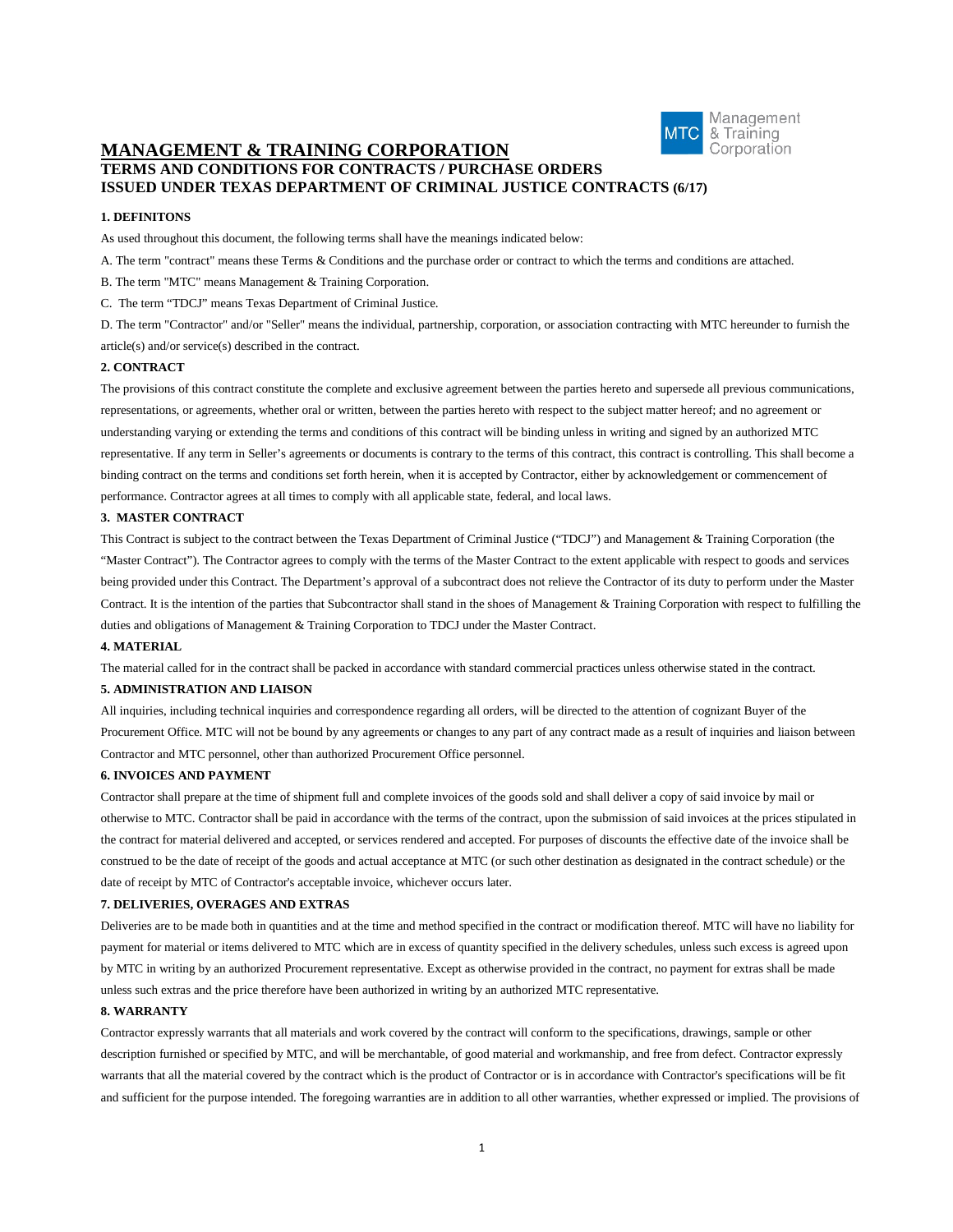# MANAGEMENT & TRAINING CORPORATION

## TERMS AND CONDITIONS FOR CONTRACTS / PURCHASE ORDERS ISSUED UNDER TEXAS DEPARTMENT OF CRIMINAL JUSTICE CONTRACTS (6/17)

**1. DEFINITONS**

As used throughout this document, the following terms shall have the meanings indicated below:

A. The term "contract" means these Terms & Conditions and the purchase order or contract to which the terms and conditions are attached.

B. The term "MTC" means Management & Training Corporation.

C. The term "TDCJ" means Texas Department of Criminal Justice.

D. The term "Contractor" and/or "Seller" means the individual, partnership, corporation, or association contracting with MTC hereunder to furnish the article(s) and/or service(s) described in the contract.

**2. CONTRACT**

The provisions of this contract constitute the complete and exclusive agreement between the parties hereto and supersede all previous communications, representations, or agreements, whether oral or written, between the parties hereto with respect to the subject matter hereof; and no agreement or understanding varying or extending the terms and conditions of this contract will be binding unless in writing and signed by an authorized MTC representative. If any term in Seller's agreements or documents is contrary to the terms of this contract, this contract is controlling. This shall become a binding contract on the terms and conditions set forth herein, when it is accepted by Contractor, either by acknowledgement or commencement of performance. Contractor agrees at all times to comply with all applicable state, federal, and local laws.

**3. MASTER CONTRACT**

This Contract is subject to the contract between the Texas Department of Criminal Justice ("TDCJ") and Management & Training Corporation (the "Master Contract"). The Contractor agrees to comply with the terms of the Master Contract to the extent applicable with respect to goods and services being provided under this Contract. The Department's approval of a subcontract does not relieve the Contractor of its duty to perform under the Master Contract. It is the intention of the parties that Subcontractor shall stand in the shoes of Management & Training Corporation with respect to fulfilling the duties and obligations of Management & Training Corporation to TDCJ under the Master Contract.

**4. MATERIAL**

The material called for in the contract shall be packed in accordance with standard commercial practices unless otherwise stated in the contract.

**5. ADMINISTRATION AND LIAISON**

All inquiries, including technical inquiries and correspondence regarding all orders, will be directed to the attention of cognizant Buyer of the Procurement Office. MTC will not be bound by any agreements or changes to any part of any contract made as a result of inquiries and liaison between Contractor and MTC personnel, other than authorized Procurement Office personnel.

**6. INVOICES AND PAYMENT**

Contractor shall prepare at the time of shipment full and complete invoices of the goods sold and shall deliver a copy of said invoice by mail or otherwise to MTC. Contractor shall be paid in accordance with the terms of the contract, upon the submission of said invoices at the prices stipulated in the contract for material delivered and accepted, or services rendered and accepted. For purposes of discounts the effective date of the invoice shall be construed to be the date of receipt of the goods and actual acceptance at MTC (or such other destination as designated in the contract schedule) or the date of receipt by MTC of Contractor's acceptable invoice, whichever occurs later.

**7. DELIVERIES, OVERAGES AND EXTRAS**

Deliveries are to be made both in quantities and at the time and method specified in the contract or modification thereof. MTC will have no liability for payment for material or items delivered to MTC which are in excess of quantity specified in the delivery schedules, unless such excess is agreed upon by MTC in writing by an authorized Procurement representative. Except as otherwise provided in the contract, no payment for extras shall be made unless such extras and the price therefore have been authorized in writing by an authorized MTC representative.

**8. WARRANTY**

Contractor expressly warrants that all materials and work covered by the contract will conform to the specifications, drawings, sample or other description furnished or specified by MTC, and will be merchantable, of good material and workmanship, and free from defect. Contractor expressly warrants that all the material covered by the contract which is the product of Contractor or is in accordance with Contractor's specifications will be fit and sufficient for the purpose intended. The foregoing warranties are in addition to all other warranties, whether expressed or implied. The provisions of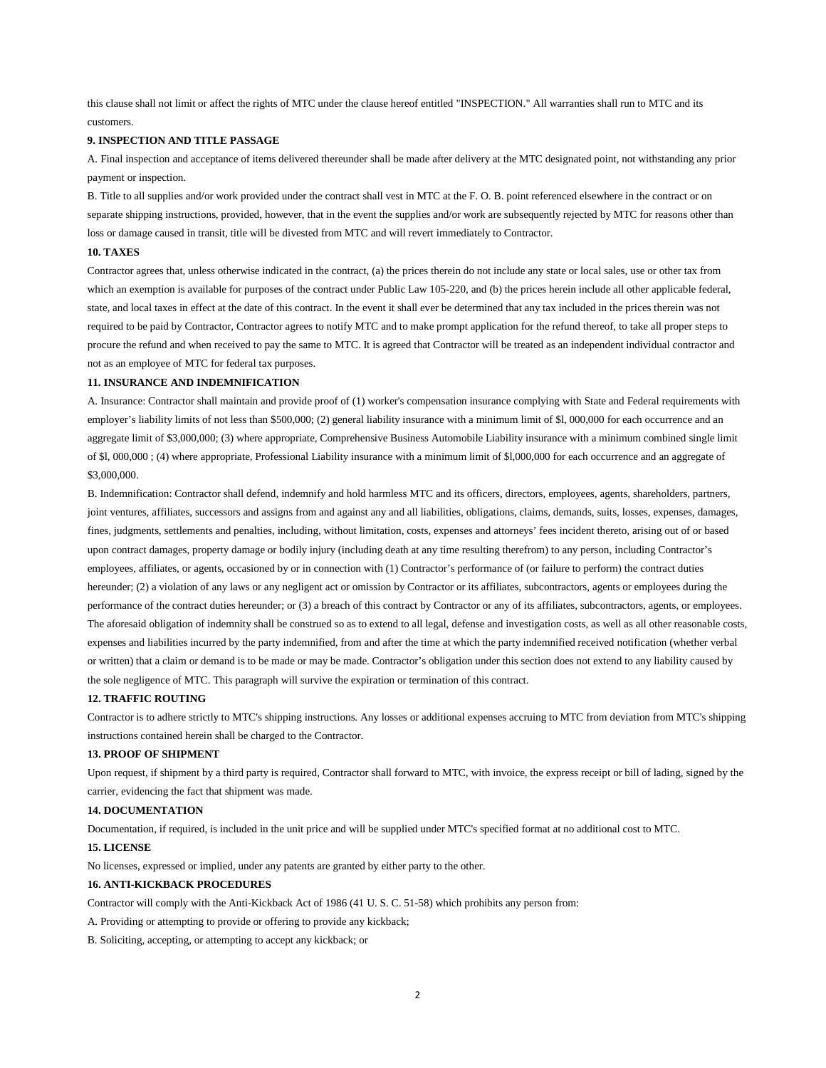this clause shall not limit or affect the rights of MTC under the clause hereof entitled "INSPECTION." All warranties shall run to MTC and its customers.

**9. INSPECTION AND TITLE PASSAGE**

A. Final inspection and acceptance of items delivered thereunder shall be made after delivery at the MTC designated point, not withstanding any prior payment or inspection.

B. Title to all supplies and/or work provided under the contract shall vest in MTC at the F. O. B. point referenced elsewhere in the contract or on separate shipping instructions, provided, however, that in the event the supplies and/or work are subsequently rejected by MTC for reasons other than loss or damage caused in transit, title will be divested from MTC and will revert immediately to Contractor.

**10. TAXES**

Contractor agrees that, unless otherwise indicated in the contract, (a) the prices therein do not include any state or local sales, use or other tax from which an exemption is available for purposes of the contract under Public Law 105-220, and (b) the prices herein include all other applicable federal, state, and local taxes in effect at the date of this contract. In the event it shall ever be determined that any tax included in the prices therein was not required to be paid by Contractor, Contractor agrees to notify MTC and to make prompt application for the refund thereof, to take all proper steps to procure the refund and when received to pay the same to MTC. It is agreed that Contractor will be treated as an independent individual contractor and not as an employee of MTC for federal tax purposes.

**11. INSURANCE AND INDEMNIFICATION**

A. Insurance: Contractor shall maintain and provide proof of (1) worker's compensation insurance complying with State and Federal requirements with employer's liability limits of not less than $500,000; (2) general liability insurance with a minimum limit of $l, 000,000 for each occurrence and an aggregate limit of $3,000,000; (3) where appropriate, Comprehensive Business Automobile Liability insurance with a minimum combined single limit of $l, 000,000 ; (4) where appropriate, Professional Liability insurance with a minimum limit of $l,000,000 for each occurrence and an aggregate of $3,000,000.

B. Indemnification: Contractor shall defend, indemnify and hold harmless MTC and its officers, directors, employees, agents, shareholders, partners, joint ventures, affiliates, successors and assigns from and against any and all liabilities, obligations, claims, demands, suits, losses, expenses, damages, fines, judgments, settlements and penalties, including, without limitation, costs, expenses and attorneys' fees incident thereto, arising out of or based upon contract damages, property damage or bodily injury (including death at any time resulting therefrom) to any person, including Contractor's employees, affiliates, or agents, occasioned by or in connection with (1) Contractor's performance of (or failure to perform) the contract duties hereunder; (2) a violation of any laws or any negligent act or omission by Contractor or its affiliates, subcontractors, agents or employees during the performance of the contract duties hereunder; or (3) a breach of this contract by Contractor or any of its affiliates, subcontractors, agents, or employees. The aforesaid obligation of indemnity shall be construed so as to extend to all legal, defense and investigation costs, as well as all other reasonable costs, expenses and liabilities incurred by the party indemnified, from and after the time at which the party indemnified received notification (whether verbal or written) that a claim or demand is to be made or may be made. Contractor's obligation under this section does not extend to any liability caused by the sole negligence of MTC. This paragraph will survive the expiration or termination of this contract.

**12. TRAFFIC ROUTING**

Contractor is to adhere strictly to MTC's shipping instructions. Any losses or additional expenses accruing to MTC from deviation from MTC's shipping instructions contained herein shall be charged to the Contractor.

**13. PROOF OF SHIPMENT**

Upon request, if shipment by a third party is required, Contractor shall forward to MTC, with invoice, the express receipt or bill of lading, signed by the carrier, evidencing the fact that shipment was made.

**14. DOCUMENTATION**

Documentation, if required, is included in the unit price and will be supplied under MTC's specified format at no additional cost to MTC.

**15. LICENSE**

No licenses, expressed or implied, under any patents are granted by either party to the other.

**16. ANTI-KICKBACK PROCEDURES**

Contractor will comply with the Anti-Kickback Act of 1986 (41 U. S. C. 51-58) which prohibits any person from:

A. Providing or attempting to provide or offering to provide any kickback;

B. Soliciting, accepting, or attempting to accept any kickback; or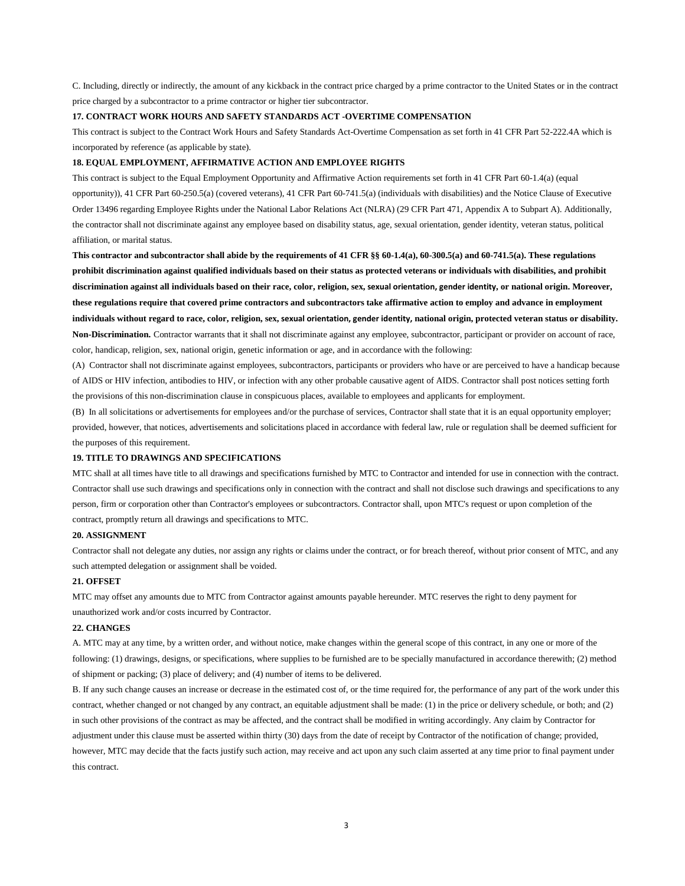C. Including, directly or indirectly, the amount of any kickback in the contract price charged by a prime contractor to the United States or in the contract price charged by a subcontractor to a prime contractor or higher tier subcontractor.

**17. CONTRACT WORK HOURS AND SAFETY STANDARDS ACT -OVERTIME COMPENSATION**

This contract is subject to the Contract Work Hours and Safety Standards Act-Overtime Compensation as set forth in 41 CFR Part 52-222.4A which is incorporated by reference (as applicable by state).

**18. EQUAL EMPLOYMENT, AFFIRMATIVE ACTION AND EMPLOYEE RIGHTS**

This contract is subject to the Equal Employment Opportunity and Affirmative Action requirements set forth in 41 CFR Part 60-1.4(a) (equal opportunity)), 41 CFR Part 60-250.5(a) (covered veterans), 41 CFR Part 60-741.5(a) (individuals with disabilities) and the Notice Clause of Executive Order 13496 regarding Employee Rights under the National Labor Relations Act (NLRA) (29 CFR Part 471, Appendix A to Subpart A). Additionally, the contractor shall not discriminate against any employee based on disability status, age, sexual orientation, gender identity, veteran status, political affiliation, or marital status.

**This contractor and subcontractor shall abide by the requirements of 41 CFR §§ 60-1.4(a), 60-300.5(a) and 60-741.5(a). These regulations prohibit discrimination against qualified individuals based on their status as protected veterans or individuals with disabilities, and prohibit discrimination against all individuals based on their race, color, religion, sex, sexual orientation, gender identity, or national origin. Moreover, these regulations require that covered prime contractors and subcontractors take affirmative action to employ and advance in employment individuals without regard to race, color, religion, sex, sexual orientation, gender identity, national origin, protected veteran status or disability.**

**Non-Discrimination.** Contractor warrants that it shall not discriminate against any employee, subcontractor, participant or provider on account of race, color, handicap, religion, sex, national origin, genetic information or age, and in accordance with the following:

(A) Contractor shall not discriminate against employees, subcontractors, participants or providers who have or are perceived to have a handicap because of AIDS or HIV infection, antibodies to HIV, or infection with any other probable causative agent of AIDS. Contractor shall post notices setting forth the provisions of this non-discrimination clause in conspicuous places, available to employees and applicants for employment.

(B) In all solicitations or advertisements for employees and/or the purchase of services, Contractor shall state that it is an equal opportunity employer; provided, however, that notices, advertisements and solicitations placed in accordance with federal law, rule or regulation shall be deemed sufficient for the purposes of this requirement.

**19. TITLE TO DRAWINGS AND SPECIFICATIONS**

MTC shall at all times have title to all drawings and specifications furnished by MTC to Contractor and intended for use in connection with the contract. Contractor shall use such drawings and specifications only in connection with the contract and shall not disclose such drawings and specifications to any person, firm or corporation other than Contractor's employees or subcontractors. Contractor shall, upon MTC's request or upon completion of the contract, promptly return all drawings and specifications to MTC.

**20. ASSIGNMENT**

Contractor shall not delegate any duties, nor assign any rights or claims under the contract, or for breach thereof, without prior consent of MTC, and any such attempted delegation or assignment shall be voided.

**21. OFFSET**

MTC may offset any amounts due to MTC from Contractor against amounts payable hereunder. MTC reserves the right to deny payment for unauthorized work and/or costs incurred by Contractor.

**22. CHANGES**

A. MTC may at any time, by a written order, and without notice, make changes within the general scope of this contract, in any one or more of the following: (1) drawings, designs, or specifications, where supplies to be furnished are to be specially manufactured in accordance therewith; (2) method of shipment or packing; (3) place of delivery; and (4) number of items to be delivered.

B. If any such change causes an increase or decrease in the estimated cost of, or the time required for, the performance of any part of the work under this contract, whether changed or not changed by any contract, an equitable adjustment shall be made: (1) in the price or delivery schedule, or both; and (2) in such other provisions of the contract as may be affected, and the contract shall be modified in writing accordingly. Any claim by Contractor for adjustment under this clause must be asserted within thirty (30) days from the date of receipt by Contractor of the notification of change; provided, however, MTC may decide that the facts justify such action, may receive and act upon any such claim asserted at any time prior to final payment under this contract.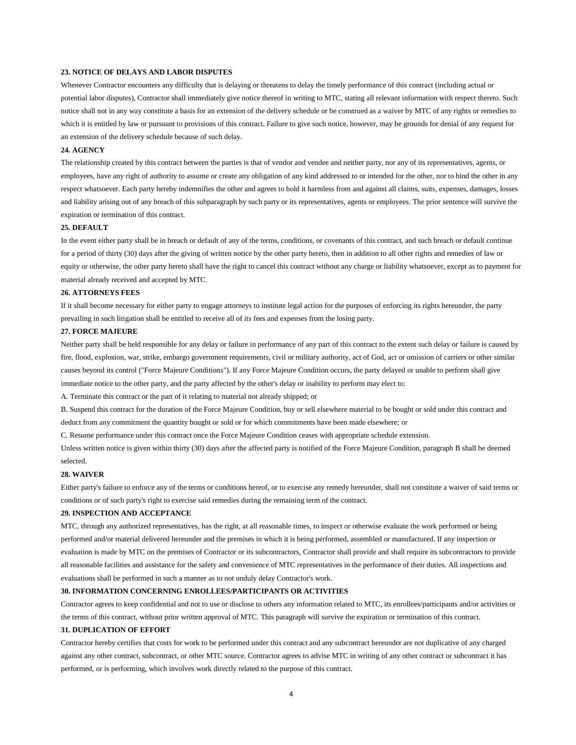**23. NOTICE OF DELAYS AND LABOR DISPUTES**

Whenever Contractor encounters any difficulty that is delaying or threatens to delay the timely performance of this contract (including actual or potential labor disputes), Contractor shall immediately give notice thereof in writing to MTC, stating all relevant information with respect thereto. Such notice shall not in any way constitute a basis for an extension of the delivery schedule or be construed as a waiver by MTC of any rights or remedies to which it is entitled by law or pursuant to provisions of this contract. Failure to give such notice, however, may be grounds for denial of any request for an extension of the delivery schedule because of such delay.

**24. AGENCY**

The relationship created by this contract between the parties is that of vendor and vendee and neither party, nor any of its representatives, agents, or employees, have any right of authority to assume or create any obligation of any kind addressed to or intended for the other, nor to bind the other in any respect whatsoever. Each party hereby indemnifies the other and agrees to hold it harmless from and against all claims, suits, expenses, damages, losses and liability arising out of any breach of this subparagraph by such party or its representatives, agents or employees. The prior sentence will survive the expiration or termination of this contract.

**25. DEFAULT**

In the event either party shall be in breach or default of any of the terms, conditions, or covenants of this contract, and such breach or default continue for a period of thirty (30) days after the giving of written notice by the other party hereto, then in addition to all other rights and remedies of law or equity or otherwise, the other party hereto shall have the right to cancel this contract without any charge or liability whatsoever, except as to payment for material already received and accepted by MTC.

**26. ATTORNEYS FEES**

If it shall become necessary for either party to engage attorneys to institute legal action for the purposes of enforcing its rights hereunder, the party prevailing in such litigation shall be entitled to receive all of its fees and expenses from the losing party.

**27. FORCE MAJEURE**

Neither party shall be held responsible for any delay or failure in performance of any part of this contract to the extent such delay or failure is caused by fire, flood, explosion, war, strike, embargo government requirements, civil or military authority, act of God, act or omission of carriers or other similar causes beyond its control ("Force Majeure Conditions"). If any Force Majeure Condition occurs, the party delayed or unable to perform shall give immediate notice to the other party, and the party affected by the other's delay or inability to perform may elect to:

A. Terminate this contract or the part of it relating to material not already shipped; or

B. Suspend this contract for the duration of the Force Majeure Condition, buy or sell elsewhere material to be bought or sold under this contract and deduct from any commitment the quantity bought or sold or for which commitments have been made elsewhere; or

C. Resume performance under this contract once the Force Majeure Condition ceases with appropriate schedule extension.

Unless written notice is given within thirty (30) days after the affected party is notified of the Force Majeure Condition, paragraph B shall be deemed selected.

**28. WAIVER**

Either party's failure to enforce any of the terms or conditions hereof, or to exercise any remedy hereunder, shall not constitute a waiver of said terms or conditions or of such party's right to exercise said remedies during the remaining term of the contract.

**29. INSPECTION AND ACCEPTANCE**

MTC, through any authorized representatives, has the right, at all reasonable times, to inspect or otherwise evaluate the work performed or being performed and/or material delivered hereunder and the premises in which it is being performed, assembled or manufactured. If any inspection or evaluation is made by MTC on the premises of Contractor or its subcontractors, Contractor shall provide and shall require its subcontractors to provide all reasonable facilities and assistance for the safety and convenience of MTC representatives in the performance of their duties. All inspections and evaluations shall be performed in such a manner as to not unduly delay Contractor's work.

**30. INFORMATION CONCERNING ENROLLEES/PARTICIPANTS OR ACTIVITIES**

Contractor agrees to keep confidential and not to use or disclose to others any information related to MTC, its enrollees/participants and/or activities or the terms of this contract, without prior written approval of MTC. This paragraph will survive the expiration or termination of this contract.

**31. DUPLICATION OF EFFORT**

Contractor hereby certifies that costs for work to be performed under this contract and any subcontract hereunder are not duplicative of any charged against any other contract, subcontract, or other MTC source. Contractor agrees to advise MTC in writing of any other contract or subcontract it has performed, or is performing, which involves work directly related to the purpose of this contract.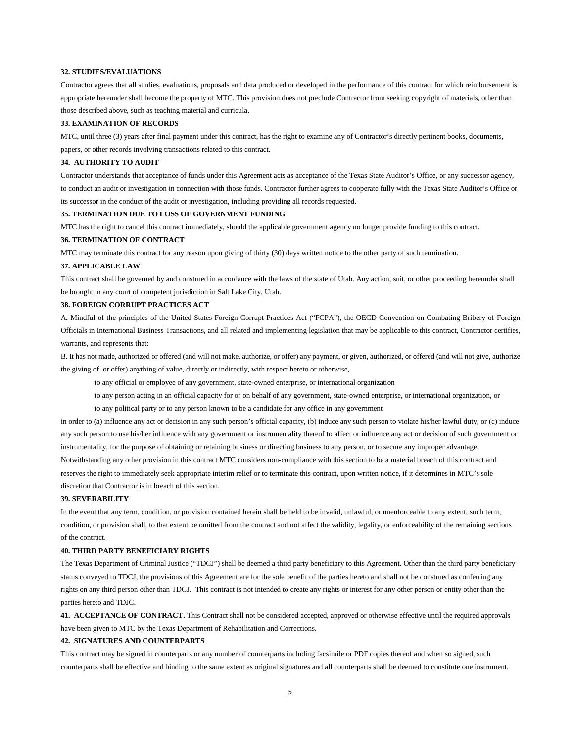**32. STUDIES/EVALUATIONS**

Contractor agrees that all studies, evaluations, proposals and data produced or developed in the performance of this contract for which reimbursement is appropriate hereunder shall become the property of MTC. This provision does not preclude Contractor from seeking copyright of materials, other than those described above, such as teaching material and curricula.

**33. EXAMINATION OF RECORDS**

MTC, until three (3) years after final payment under this contract, has the right to examine any of Contractor's directly pertinent books, documents, papers, or other records involving transactions related to this contract.

**34. AUTHORITY TO AUDIT**

Contractor understands that acceptance of funds under this Agreement acts as acceptance of the Texas State Auditor's Office, or any successor agency, to conduct an audit or investigation in connection with those funds. Contractor further agrees to cooperate fully with the Texas State Auditor's Office or its successor in the conduct of the audit or investigation, including providing all records requested.

**35. TERMINATION DUE TO LOSS OF GOVERNMENT FUNDING**

MTC has the right to cancel this contract immediately, should the applicable government agency no longer provide funding to this contract.

**36. TERMINATION OF CONTRACT**

MTC may terminate this contract for any reason upon giving of thirty (30) days written notice to the other party of such termination.

**37. APPLICABLE LAW**

This contract shall be governed by and construed in accordance with the laws of the state of Utah. Any action, suit, or other proceeding hereunder shall be brought in any court of competent jurisdiction in Salt Lake City, Utah.

**38. FOREIGN CORRUPT PRACTICES ACT**

A**.** Mindful of the principles of the United States Foreign Corrupt Practices Act ("FCPA"), the OECD Convention on Combating Bribery of Foreign Officials in International Business Transactions, and all related and implementing legislation that may be applicable to this contract, Contractor certifies, warrants, and represents that:

B. It has not made, authorized or offered (and will not make, authorize, or offer) any payment, or given, authorized, or offered (and will not give, authorize the giving of, or offer) anything of value, directly or indirectly, with respect hereto or otherwise,

to any official or employee of any government, state-owned enterprise, or international organization

to any person acting in an official capacity for or on behalf of any government, state-owned enterprise, or international organization, or

to any political party or to any person known to be a candidate for any office in any government

in order to (a) influence any act or decision in any such person's official capacity, (b) induce any such person to violate his/her lawful duty, or (c) induce any such person to use his/her influence with any government or instrumentality thereof to affect or influence any act or decision of such government or instrumentality, for the purpose of obtaining or retaining business or directing business to any person, or to secure any improper advantage.

Notwithstanding any other provision in this contract MTC considers non-compliance with this section to be a material breach of this contract and reserves the right to immediately seek appropriate interim relief or to terminate this contract, upon written notice, if it determines in MTC's sole discretion that Contractor is in breach of this section.

**39. SEVERABILITY**

In the event that any term, condition, or provision contained herein shall be held to be invalid, unlawful, or unenforceable to any extent, such term, condition, or provision shall, to that extent be omitted from the contract and not affect the validity, legality, or enforceability of the remaining sections of the contract.

**40. THIRD PARTY BENEFICIARY RIGHTS**

The Texas Department of Criminal Justice ("TDCJ") shall be deemed a third party beneficiary to this Agreement. Other than the third party beneficiary status conveyed to TDCJ, the provisions of this Agreement are for the sole benefit of the parties hereto and shall not be construed as conferring any rights on any third person other than TDCJ. This contract is not intended to create any rights or interest for any other person or entity other than the parties hereto and TDJC.

**41. ACCEPTANCE OF CONTRACT.** This Contract shall not be considered accepted, approved or otherwise effective until the required approvals have been given to MTC by the Texas Department of Rehabilitation and Corrections.

**42. SIGNATURES AND COUNTERPARTS**

This contract may be signed in counterparts or any number of counterparts including facsimile or PDF copies thereof and when so signed, such counterparts shall be effective and binding to the same extent as original signatures and all counterparts shall be deemed to constitute one instrument.